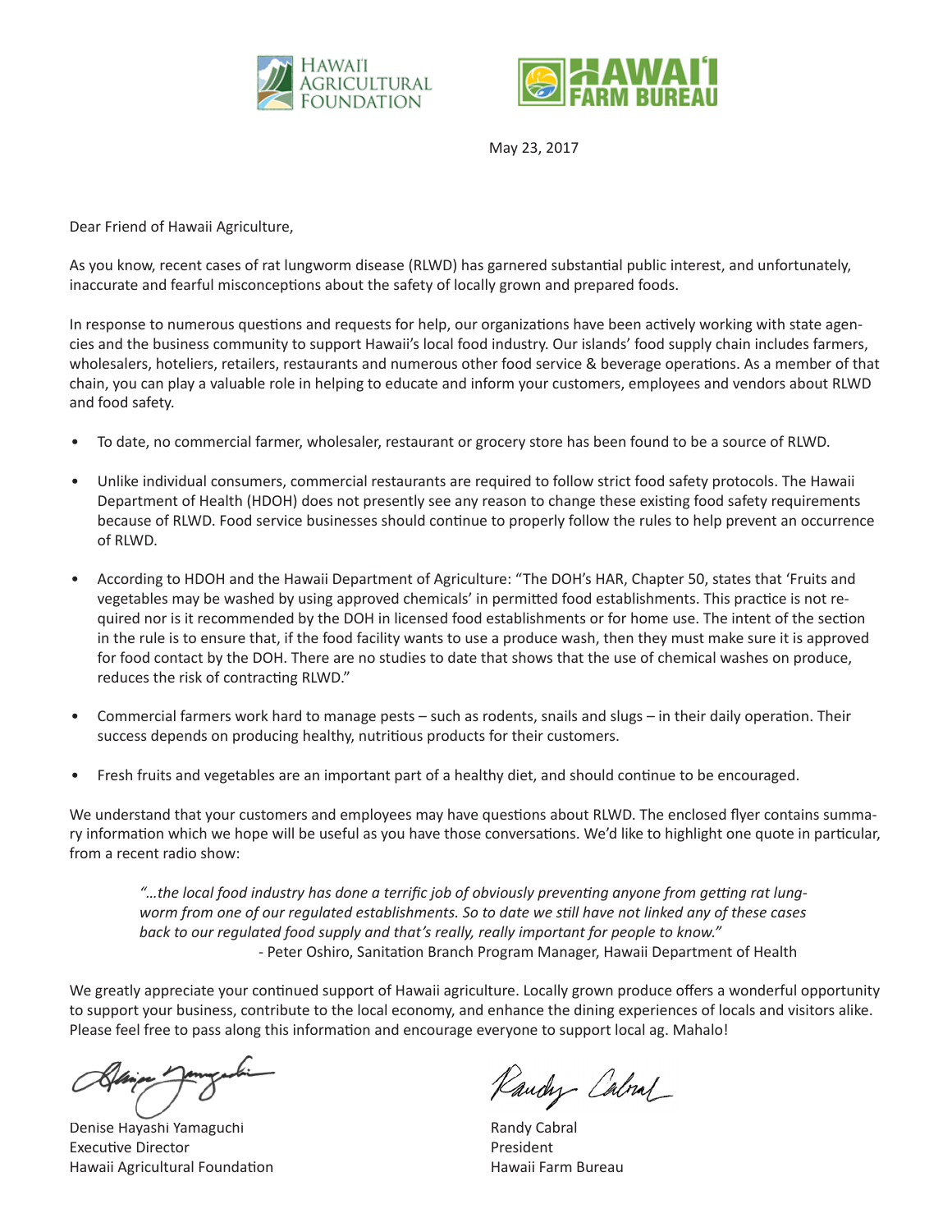HAWAI'I AGRICULTURAL FOUNDATION

HAWAI'I FARM BUREAU

May 23, 2017

Dear Friend of Hawaii Agriculture,

As you know, recent cases of rat lungworm disease (RLWD) has garnered substantial public interest, and unfortunately, inaccurate and fearful misconceptions about the safety of locally grown and prepared foods.

In response to numerous questions and requests for help, our organizations have been actively working with state agencies and the business community to support Hawaii's local food industry. Our islands' food supply chain includes farmers, wholesalers, hoteliers, retailers, restaurants and numerous other food service & beverage operations. As a member of that chain, you can play a valuable role in helping to educate and inform your customers, employees and vendors about RLWD and food safety.

- To date, no commercial farmer, wholesaler, restaurant or grocery store has been found to be a source of RLWD.
- Unlike individual consumers, commercial restaurants are required to follow strict food safety protocols. The Hawaii Department of Health (HDOH) does not presently see any reason to change these existing food safety requirements because of RLWD. Food service businesses should continue to properly follow the rules to help prevent an occurrence of RLWD.
- According to HDOH and the Hawaii Department of Agriculture: "The DOH's HAR, Chapter 50, states that 'Fruits and vegetables may be washed by using approved chemicals' in permitted food establishments. This practice is not required nor is it recommended by the DOH in licensed food establishments or for home use. The intent of the section in the rule is to ensure that, if the food facility wants to use a produce wash, then they must make sure it is approved for food contact by the DOH. There are no studies to date that shows that the use of chemical washes on produce, reduces the risk of contracting RLWD."
- Commercial farmers work hard to manage pests – such as rodents, snails and slugs – in their daily operation. Their success depends on producing healthy, nutritious products for their customers.
- Fresh fruits and vegetables are an important part of a healthy diet, and should continue to be encouraged.

We understand that your customers and employees may have questions about RLWD. The enclosed flyer contains summary information which we hope will be useful as you have those conversations. We'd like to highlight one quote in particular, from a recent radio show:

> *"…the local food industry has done a terrific job of obviously preventing anyone from getting rat lungworm from one of our regulated establishments. So to date we still have not linked any of these cases back to our regulated food supply and that's really, really important for people to know."*
>
> \- Peter Oshiro, Sanitation Branch Program Manager, Hawaii Department of Health

We greatly appreciate your continued support of Hawaii agriculture. Locally grown produce offers a wonderful opportunity to support your business, contribute to the local economy, and enhance the dining experiences of locals and visitors alike. Please feel free to pass along this information and encourage everyone to support local ag. Mahalo!

Denise Hayashi Yamaguchi
Executive Director
Hawaii Agricultural Foundation

Randy Cabral
President
Hawaii Farm Bureau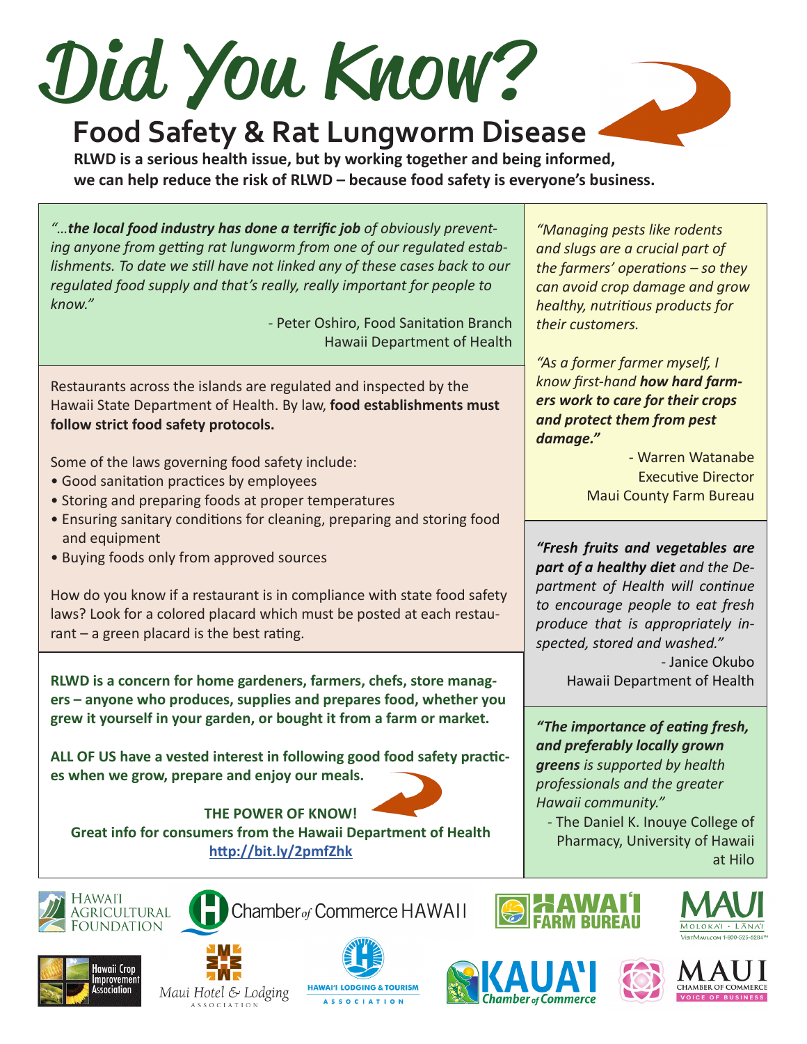# Did You Know?

## Food Safety & Rat Lungworm Disease

**RLWD is a serious health issue, but by working together and being informed, we can help reduce the risk of RLWD – because food safety is everyone's business.**

*"...**the local food industry has done a terrific job** of obviously preventing anyone from getting rat lungworm from one of our regulated establishments. To date we still have not linked any of these cases back to our regulated food supply and that's really, really important for people to know."*

- Peter Oshiro, Food Sanitation Branch
Hawaii Department of Health

Restaurants across the islands are regulated and inspected by the Hawaii State Department of Health. By law, **food establishments must follow strict food safety protocols.**

Some of the laws governing food safety include:

- Good sanitation practices by employees
- Storing and preparing foods at proper temperatures
- Ensuring sanitary conditions for cleaning, preparing and storing food and equipment
- Buying foods only from approved sources

How do you know if a restaurant is in compliance with state food safety laws? Look for a colored placard which must be posted at each restaurant – a green placard is the best rating.

**RLWD is a concern for home gardeners, farmers, chefs, store managers – anyone who produces, supplies and prepares food, whether you grew it yourself in your garden, or bought it from a farm or market.**

**ALL OF US have a vested interest in following good food safety practices when we grow, prepare and enjoy our meals.**

**THE POWER OF KNOW!**
**Great info for consumers from the Hawaii Department of Health**
**http://bit.ly/2pmfZhk**

*"Managing pests like rodents and slugs are a crucial part of the farmers' operations – so they can avoid crop damage and grow healthy, nutritious products for their customers.*

*"As a former farmer myself, I know first-hand **how hard farmers work to care for their crops and protect them from pest damage."***

- Warren Watanabe
Executive Director
Maui County Farm Bureau

*"**Fresh fruits and vegetables are part of a healthy diet** and the Department of Health will continue to encourage people to eat fresh produce that is appropriately inspected, stored and washed."*

- Janice Okubo
Hawaii Department of Health

*"**The importance of eating fresh, and preferably locally grown greens** is supported by health professionals and the greater Hawaii community."*

- The Daniel K. Inouye College of Pharmacy, University of Hawaii at Hilo

Hawai'i Agricultural Foundation | Chamber of Commerce Hawaii | Hawai'i Farm Bureau | Maui Molokaʻi · Lānaʻi VisitMaui.com 1-800-525-6284

Hawaii Crop Improvement Association | Maui Hotel & Lodging Association | Hawai'i Lodging & Tourism Association | Kaua'i Chamber of Commerce | Maui Chamber of Commerce Voice of Business